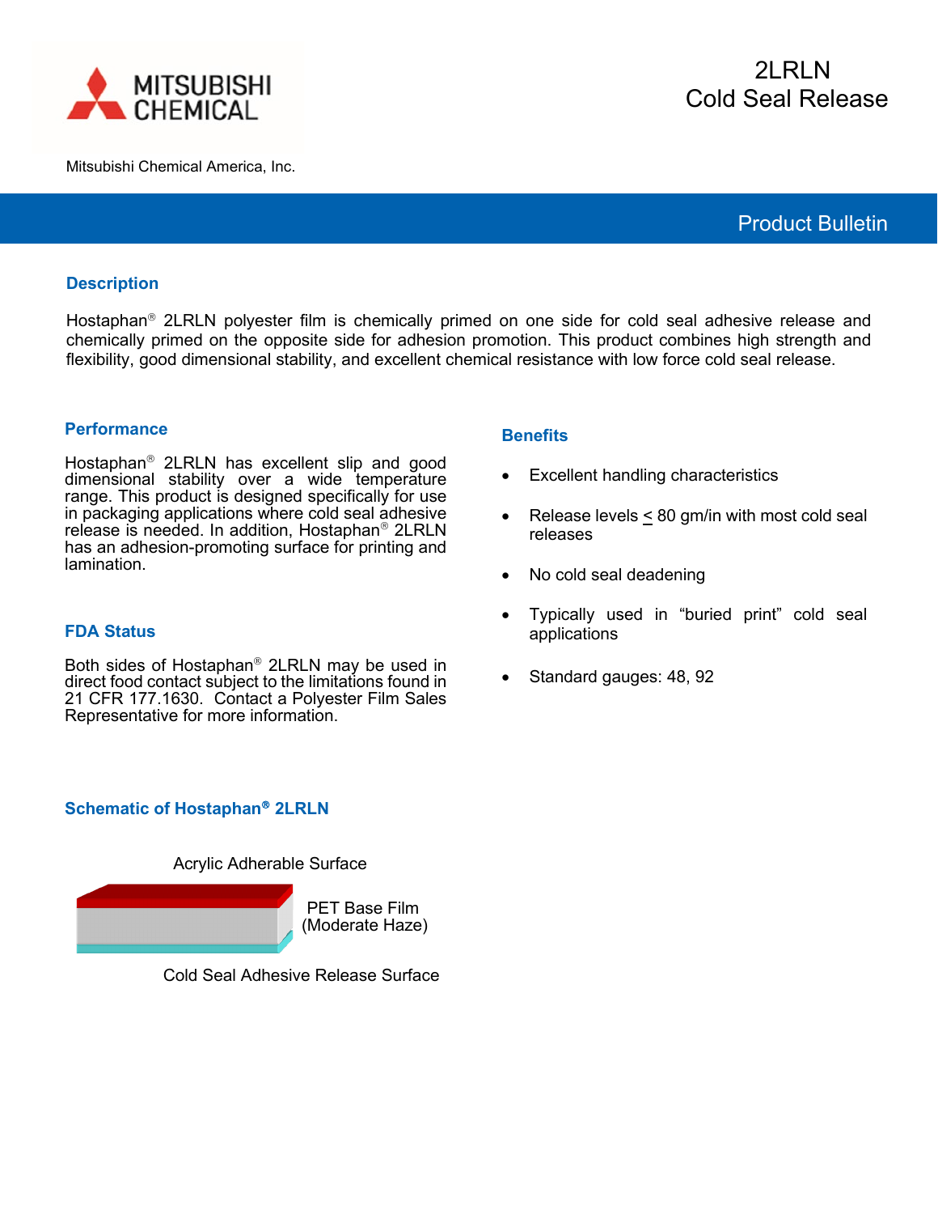Mitsubishi Chemical America, Inc.

# 2LRLN
# Cold Seal Release

## Product Bulletin

### Description

Hostaphan® 2LRLN polyester film is chemically primed on one side for cold seal adhesive release and chemically primed on the opposite side for adhesion promotion. This product combines high strength and flexibility, good dimensional stability, and excellent chemical resistance with low force cold seal release.

### Performance

Hostaphan® 2LRLN has excellent slip and good dimensional stability over a wide temperature range. This product is designed specifically for use in packaging applications where cold seal adhesive release is needed. In addition, Hostaphan® 2LRLN has an adhesion-promoting surface for printing and lamination.

### FDA Status

Both sides of Hostaphan® 2LRLN may be used in direct food contact subject to the limitations found in 21 CFR 177.1630. Contact a Polyester Film Sales Representative for more information.

### Benefits

- Excellent handling characteristics
- Release levels ≤ 80 gm/in with most cold seal releases
- No cold seal deadening
- Typically used in "buried print" cold seal applications
- Standard gauges: 48, 92

### Schematic of Hostaphan® 2LRLN

Acrylic Adherable Surface

PET Base Film (Moderate Haze)

Cold Seal Adhesive Release Surface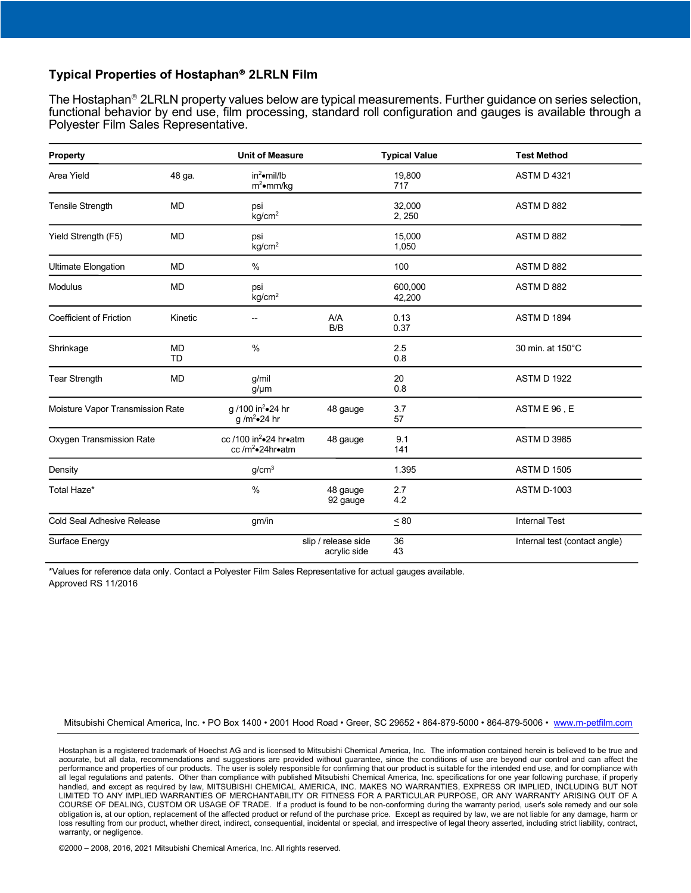### Typical Properties of Hostaphan® 2LRLN Film

The Hostaphan® 2LRLN property values below are typical measurements. Further guidance on series selection, functional behavior by end use, film processing, standard roll configuration and gauges is available through a Polyester Film Sales Representative.

| Property | | Unit of Measure | | Typical Value | Test Method |
|---|---|---|---|---|---|
| Area Yield | 48 ga. | $in^2$•mil/lb<br>$m^2$•mm/kg | | 19,800<br>717 | ASTM D 4321 |
| Tensile Strength | MD | psi<br>$kg/cm^2$ | | 32,000<br>2, 250 | ASTM D 882 |
| Yield Strength (F5) | MD | psi<br>$kg/cm^2$ | | 15,000<br>1,050 | ASTM D 882 |
| Ultimate Elongation | MD | % | | 100 | ASTM D 882 |
| Modulus | MD | psi<br>$kg/cm^2$ | | 600,000<br>42,200 | ASTM D 882 |
| Coefficient of Friction | Kinetic | -- | A/A<br>B/B | 0.13<br>0.37 | ASTM D 1894 |
| Shrinkage | MD<br>TD | % | | 2.5<br>0.8 | 30 min. at 150°C |
| Tear Strength | MD | g/mil<br>g/µm | | 20<br>0.8 | ASTM D 1922 |
| Moisture Vapor Transmission Rate | | g /100 $in^2$•24 hr<br>g /$m^2$•24 hr | 48 gauge | 3.7<br>57 | ASTM E 96 , E |
| Oxygen Transmission Rate | | cc /100 $in^2$•24 hr•atm<br>cc /$m^2$•24hr•atm | 48 gauge | 9.1<br>141 | ASTM D 3985 |
| Density | | $g/cm^3$ | | 1.395 | ASTM D 1505 |
| Total Haze* | | % | 48 gauge<br>92 gauge | 2.7<br>4.2 | ASTM D-1003 |
| Cold Seal Adhesive Release | | gm/in | | $\leq$ 80 | Internal Test |
| Surface Energy | | | slip / release side<br>acrylic side | 36<br>43 | Internal test (contact angle) |

*Values for reference data only. Contact a Polyester Film Sales Representative for actual gauges available.

Approved RS 11/2016

Mitsubishi Chemical America, Inc. • PO Box 1400 • 2001 Hood Road • Greer, SC 29652 • 864-879-5000 • 864-879-5006 • www.m-petfilm.com

Hostaphan is a registered trademark of Hoechst AG and is licensed to Mitsubishi Chemical America, Inc. The information contained herein is believed to be true and accurate, but all data, recommendations and suggestions are provided without guarantee, since the conditions of use are beyond our control and can affect the performance and properties of our products. The user is solely responsible for confirming that our product is suitable for the intended end use, and for compliance with all legal regulations and patents. Other than compliance with published Mitsubishi Chemical America, Inc. specifications for one year following purchase, if properly handled, and except as required by law, MITSUBISHI CHEMICAL AMERICA, INC. MAKES NO WARRANTIES, EXPRESS OR IMPLIED, INCLUDING BUT NOT LIMITED TO ANY IMPLIED WARRANTIES OF MERCHANTABILITY OR FITNESS FOR A PARTICULAR PURPOSE, OR ANY WARRANTY ARISING OUT OF A COURSE OF DEALING, CUSTOM OR USAGE OF TRADE. If a product is found to be non-conforming during the warranty period, user's sole remedy and our sole obligation is, at our option, replacement of the affected product or refund of the purchase price. Except as required by law, we are not liable for any damage, harm or loss resulting from our product, whether direct, indirect, consequential, incidental or special, and irrespective of legal theory asserted, including strict liability, contract, warranty, or negligence.

©2000 – 2008, 2016, 2021 Mitsubishi Chemical America, Inc. All rights reserved.